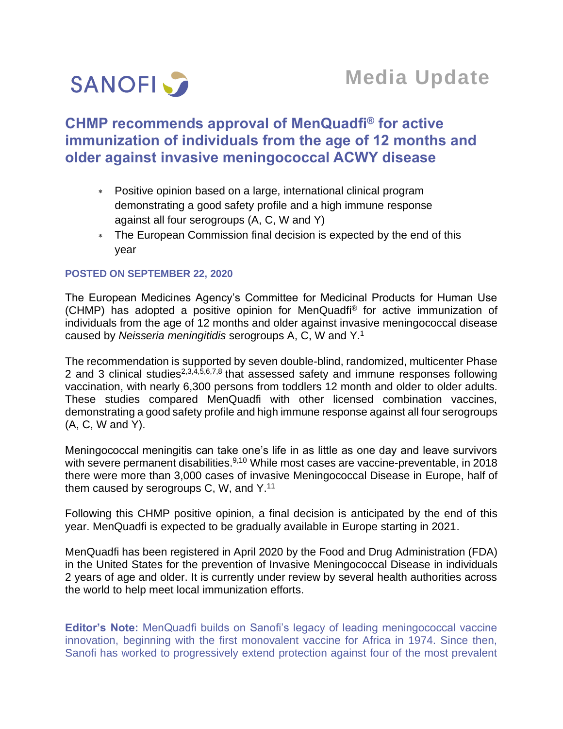SANOFI

Media Update

# CHMP recommends approval of MenQuadfi® for active immunization of individuals from the age of 12 months and older against invasive meningococcal ACWY disease

- Positive opinion based on a large, international clinical program demonstrating a good safety profile and a high immune response against all four serogroups (A, C, W and Y)
- The European Commission final decision is expected by the end of this year

**POSTED ON SEPTEMBER 22, 2020**

The European Medicines Agency's Committee for Medicinal Products for Human Use (CHMP) has adopted a positive opinion for MenQuadfi® for active immunization of individuals from the age of 12 months and older against invasive meningococcal disease caused by *Neisseria meningitidis* serogroups A, C, W and Y.[1]

The recommendation is supported by seven double-blind, randomized, multicenter Phase 2 and 3 clinical studies[2,3,4,5,6,7,8] that assessed safety and immune responses following vaccination, with nearly 6,300 persons from toddlers 12 month and older to older adults. These studies compared MenQuadfi with other licensed combination vaccines, demonstrating a good safety profile and high immune response against all four serogroups (A, C, W and Y).

Meningococcal meningitis can take one's life in as little as one day and leave survivors with severe permanent disabilities.[9,10] While most cases are vaccine-preventable, in 2018 there were more than 3,000 cases of invasive Meningococcal Disease in Europe, half of them caused by serogroups C, W, and Y.[11]

Following this CHMP positive opinion, a final decision is anticipated by the end of this year. MenQuadfi is expected to be gradually available in Europe starting in 2021.

MenQuadfi has been registered in April 2020 by the Food and Drug Administration (FDA) in the United States for the prevention of Invasive Meningococcal Disease in individuals 2 years of age and older. It is currently under review by several health authorities across the world to help meet local immunization efforts.

**Editor's Note:** MenQuadfi builds on Sanofi's legacy of leading meningococcal vaccine innovation, beginning with the first monovalent vaccine for Africa in 1974. Since then, Sanofi has worked to progressively extend protection against four of the most prevalent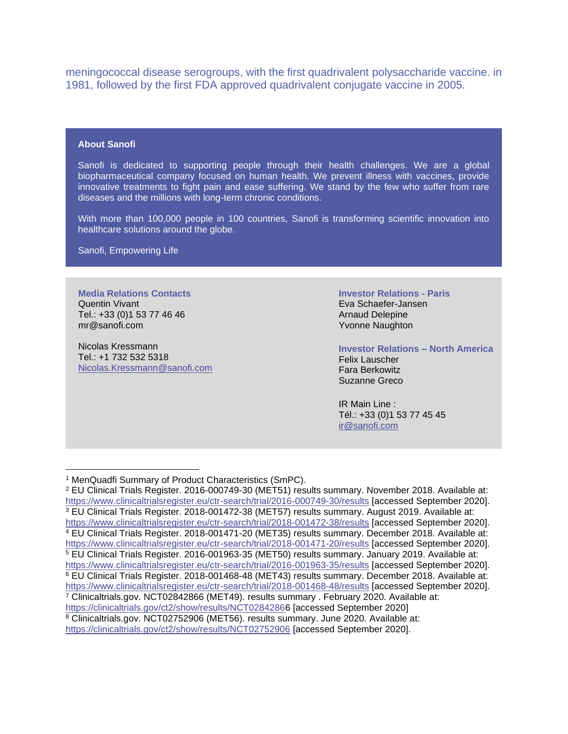meningococcal disease serogroups, with the first quadrivalent polysaccharide vaccine. in 1981, followed by the first FDA approved quadrivalent conjugate vaccine in 2005.

**About Sanofi**

Sanofi is dedicated to supporting people through their health challenges. We are a global biopharmaceutical company focused on human health. We prevent illness with vaccines, provide innovative treatments to fight pain and ease suffering. We stand by the few who suffer from rare diseases and the millions with long-term chronic conditions.

With more than 100,000 people in 100 countries, Sanofi is transforming scientific innovation into healthcare solutions around the globe.

Sanofi, Empowering Life

**Media Relations Contacts**
Quentin Vivant
Tel.: +33 (0)1 53 77 46 46
mr@sanofi.com

Nicolas Kressmann
Tel.: +1 732 532 5318
Nicolas.Kressmann@sanofi.com

**Investor Relations - Paris**
Eva Schaefer-Jansen
Arnaud Delepine
Yvonne Naughton

**Investor Relations – North America**
Felix Lauscher
Fara Berkowitz
Suzanne Greco

IR Main Line :
Tél.: +33 (0)1 53 77 45 45
ir@sanofi.com

---

[1] MenQuadfi Summary of Product Characteristics (SmPC).
[2] EU Clinical Trials Register. 2016-000749-30 (MET51) results summary. November 2018. Available at: https://www.clinicaltrialsregister.eu/ctr-search/trial/2016-000749-30/results [accessed September 2020].
[3] EU Clinical Trials Register. 2018-001472-38 (MET57) results summary. August 2019. Available at: https://www.clinicaltrialsregister.eu/ctr-search/trial/2018-001472-38/results [accessed September 2020].
[4] EU Clinical Trials Register. 2018-001471-20 (MET35) results summary. December 2018. Available at: https://www.clinicaltrialsregister.eu/ctr-search/trial/2018-001471-20/results [accessed September 2020].
[5] EU Clinical Trials Register. 2016-001963-35 (MET50) results summary. January 2019. Available at: https://www.clinicaltrialsregister.eu/ctr-search/trial/2016-001963-35/results [accessed September 2020].
[6] EU Clinical Trials Register. 2018-001468-48 (MET43) results summary. December 2018. Available at: https://www.clinicaltrialsregister.eu/ctr-search/trial/2018-001468-48/results [accessed September 2020].
[7] Clinicaltrials.gov. NCT02842866 (MET49). results summary . February 2020. Available at: https://clinicaltrials.gov/ct2/show/results/NCT02842866 [accessed September 2020]
[8] Clinicaltrials.gov. NCT02752906 (MET56). results summary. June 2020. Available at: https://clinicaltrials.gov/ct2/show/results/NCT02752906 [accessed September 2020].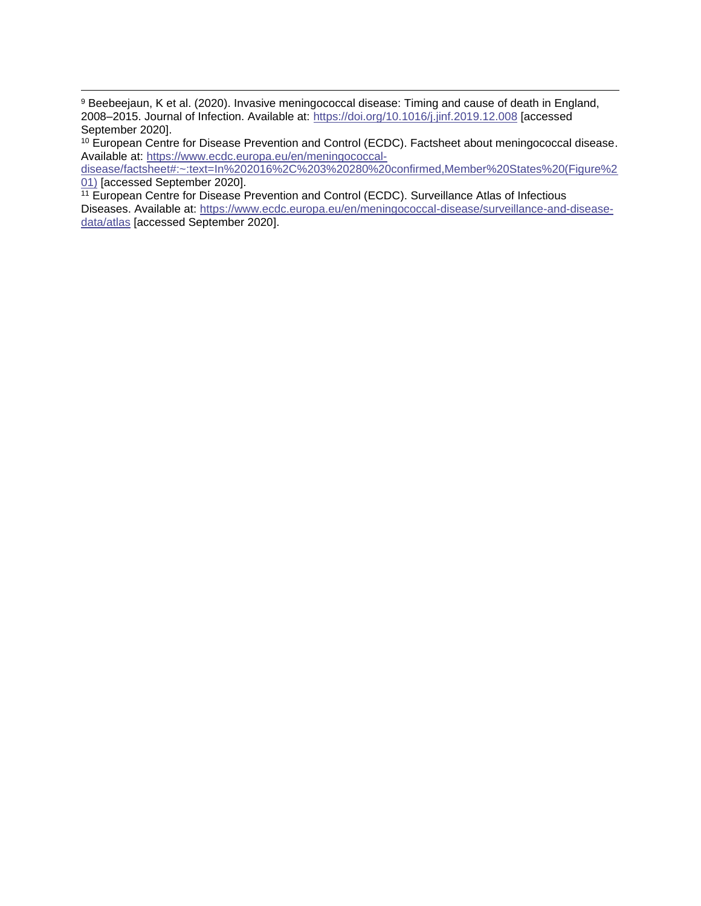[9] Beebeejaun, K et al. (2020). Invasive meningococcal disease: Timing and cause of death in England, 2008–2015. Journal of Infection. Available at: https://doi.org/10.1016/j.jinf.2019.12.008 [accessed September 2020].

[10] European Centre for Disease Prevention and Control (ECDC). Factsheet about meningococcal disease. Available at: https://www.ecdc.europa.eu/en/meningococcal-disease/factsheet#:~:text=In%202016%2C%203%20280%20confirmed,Member%20States%20(Figure%201) [accessed September 2020].

[11] European Centre for Disease Prevention and Control (ECDC). Surveillance Atlas of Infectious Diseases. Available at: https://www.ecdc.europa.eu/en/meningococcal-disease/surveillance-and-disease-data/atlas [accessed September 2020].